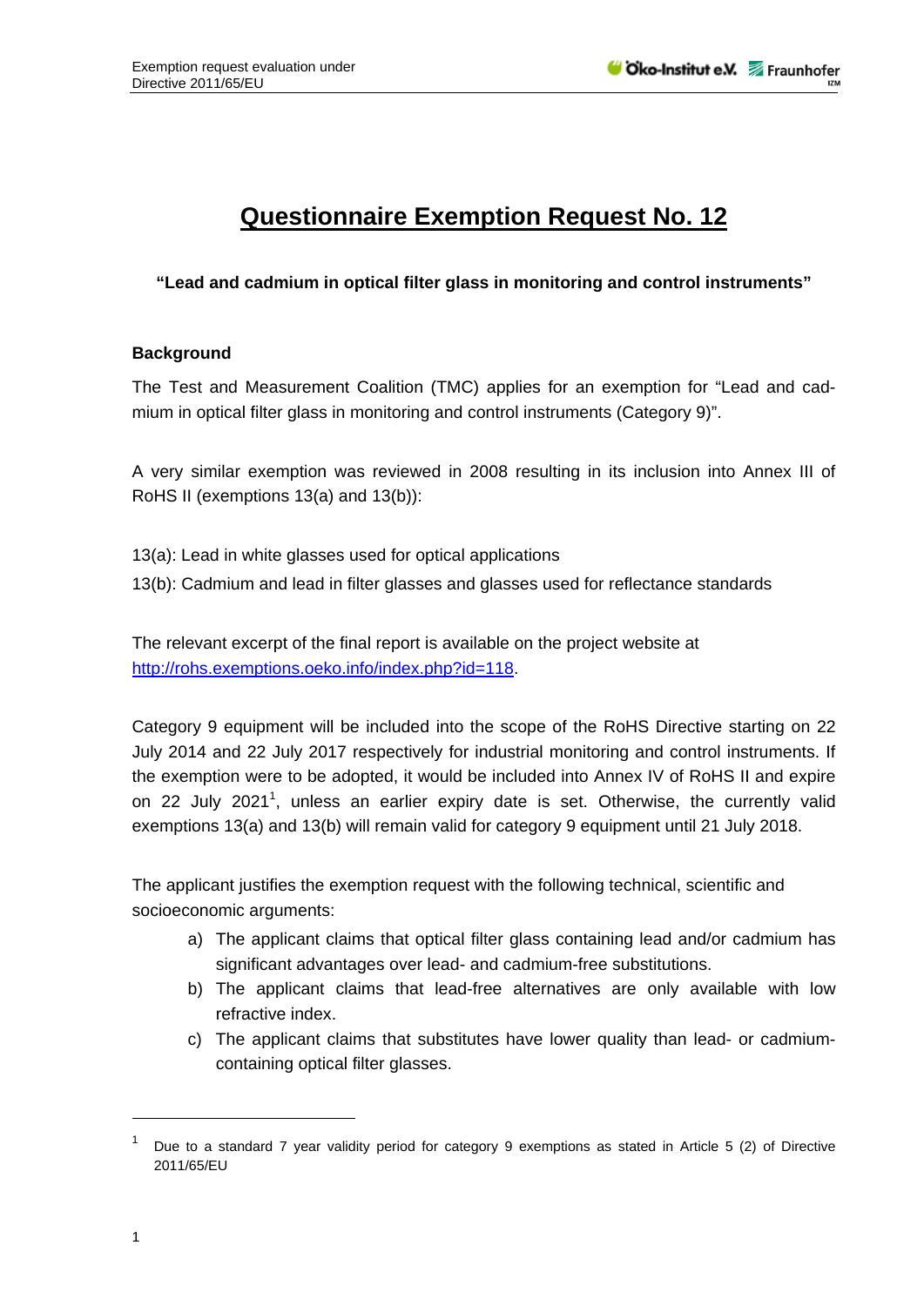# Questionnaire Exemption Request No. 12

**"Lead and cadmium in optical filter glass in monitoring and control instruments"**

## Background

The Test and Measurement Coalition (TMC) applies for an exemption for "Lead and cadmium in optical filter glass in monitoring and control instruments (Category 9)".

A very similar exemption was reviewed in 2008 resulting in its inclusion into Annex III of RoHS II (exemptions 13(a) and 13(b)):

13(a): Lead in white glasses used for optical applications

13(b): Cadmium and lead in filter glasses and glasses used for reflectance standards

The relevant excerpt of the final report is available on the project website at http://rohs.exemptions.oeko.info/index.php?id=118.

Category 9 equipment will be included into the scope of the RoHS Directive starting on 22 July 2014 and 22 July 2017 respectively for industrial monitoring and control instruments. If the exemption were to be adopted, it would be included into Annex IV of RoHS II and expire on 22 July 2021[1], unless an earlier expiry date is set. Otherwise, the currently valid exemptions 13(a) and 13(b) will remain valid for category 9 equipment until 21 July 2018.

The applicant justifies the exemption request with the following technical, scientific and socioeconomic arguments:

a) The applicant claims that optical filter glass containing lead and/or cadmium has significant advantages over lead- and cadmium-free substitutions.

b) The applicant claims that lead-free alternatives are only available with low refractive index.

c) The applicant claims that substitutes have lower quality than lead- or cadmium-containing optical filter glasses.

[1] Due to a standard 7 year validity period for category 9 exemptions as stated in Article 5 (2) of Directive 2011/65/EU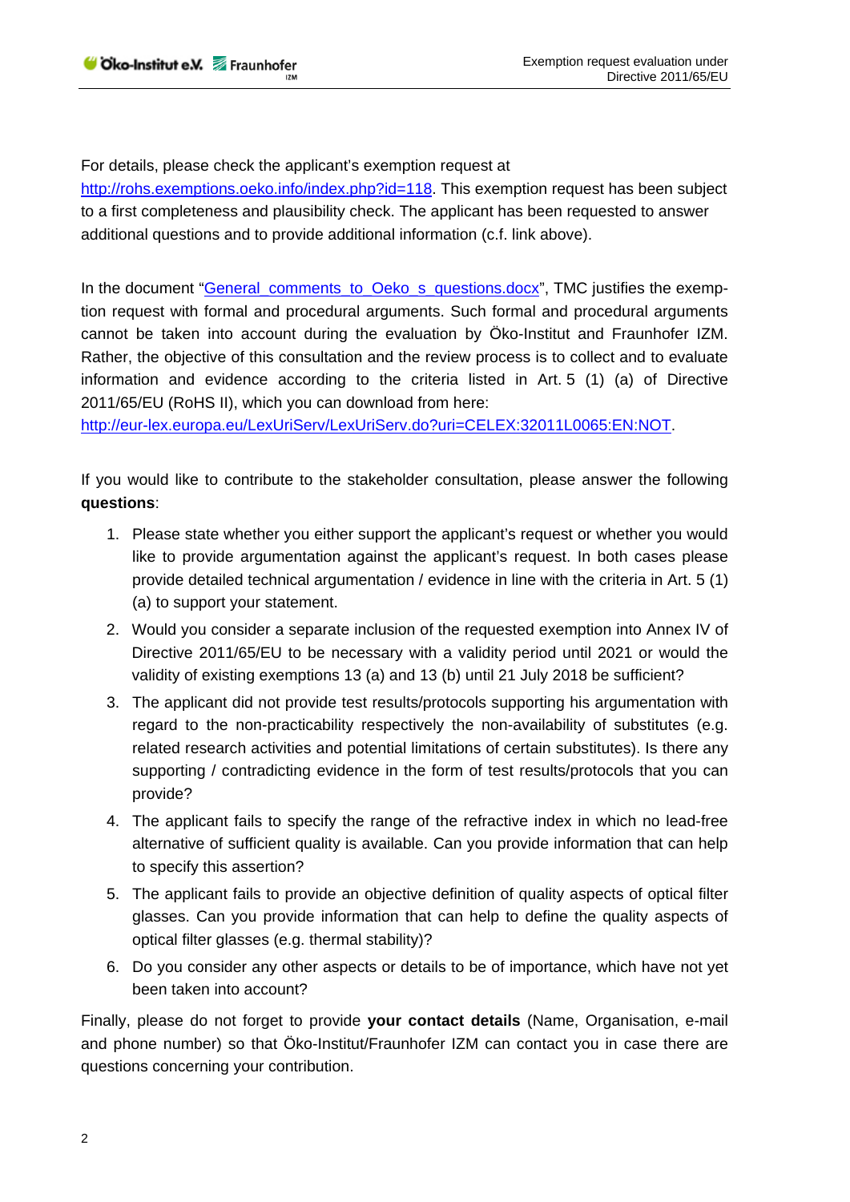For details, please check the applicant's exemption request at http://rohs.exemptions.oeko.info/index.php?id=118. This exemption request has been subject to a first completeness and plausibility check. The applicant has been requested to answer additional questions and to provide additional information (c.f. link above).

In the document "General_comments_to_Oeko_s_questions.docx", TMC justifies the exemption request with formal and procedural arguments. Such formal and procedural arguments cannot be taken into account during the evaluation by Öko-Institut and Fraunhofer IZM. Rather, the objective of this consultation and the review process is to collect and to evaluate information and evidence according to the criteria listed in Art. 5 (1) (a) of Directive 2011/65/EU (RoHS II), which you can download from here: http://eur-lex.europa.eu/LexUriServ/LexUriServ.do?uri=CELEX:32011L0065:EN:NOT.

If you would like to contribute to the stakeholder consultation, please answer the following **questions**:

1. Please state whether you either support the applicant's request or whether you would like to provide argumentation against the applicant's request. In both cases please provide detailed technical argumentation / evidence in line with the criteria in Art. 5 (1) (a) to support your statement.
2. Would you consider a separate inclusion of the requested exemption into Annex IV of Directive 2011/65/EU to be necessary with a validity period until 2021 or would the validity of existing exemptions 13 (a) and 13 (b) until 21 July 2018 be sufficient?
3. The applicant did not provide test results/protocols supporting his argumentation with regard to the non-practicability respectively the non-availability of substitutes (e.g. related research activities and potential limitations of certain substitutes). Is there any supporting / contradicting evidence in the form of test results/protocols that you can provide?
4. The applicant fails to specify the range of the refractive index in which no lead-free alternative of sufficient quality is available. Can you provide information that can help to specify this assertion?
5. The applicant fails to provide an objective definition of quality aspects of optical filter glasses. Can you provide information that can help to define the quality aspects of optical filter glasses (e.g. thermal stability)?
6. Do you consider any other aspects or details to be of importance, which have not yet been taken into account?

Finally, please do not forget to provide **your contact details** (Name, Organisation, e-mail and phone number) so that Öko-Institut/Fraunhofer IZM can contact you in case there are questions concerning your contribution.